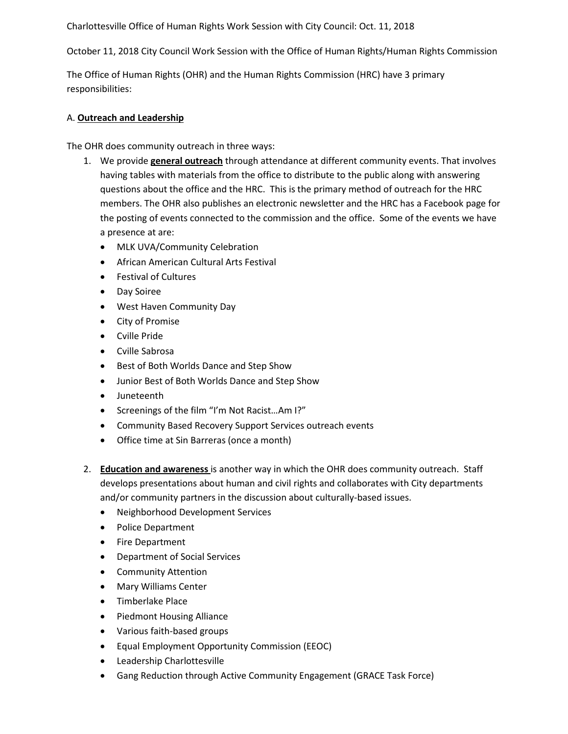Charlottesville Office of Human Rights Work Session with City Council: Oct. 11, 2018

October 11, 2018 City Council Work Session with the Office of Human Rights/Human Rights Commission

The Office of Human Rights (OHR) and the Human Rights Commission (HRC) have 3 primary responsibilities:

A. **Outreach and Leadership**

The OHR does community outreach in three ways:

1. We provide **general outreach** through attendance at different community events. That involves having tables with materials from the office to distribute to the public along with answering questions about the office and the HRC. This is the primary method of outreach for the HRC members. The OHR also publishes an electronic newsletter and the HRC has a Facebook page for the posting of events connected to the commission and the office. Some of the events we have a presence at are:
   - MLK UVA/Community Celebration
   - African American Cultural Arts Festival
   - Festival of Cultures
   - Day Soiree
   - West Haven Community Day
   - City of Promise
   - Cville Pride
   - Cville Sabrosa
   - Best of Both Worlds Dance and Step Show
   - Junior Best of Both Worlds Dance and Step Show
   - Juneteenth
   - Screenings of the film "I'm Not Racist…Am I?"
   - Community Based Recovery Support Services outreach events
   - Office time at Sin Barreras (once a month)

2. **Education and awareness** is another way in which the OHR does community outreach. Staff develops presentations about human and civil rights and collaborates with City departments and/or community partners in the discussion about culturally-based issues.
   - Neighborhood Development Services
   - Police Department
   - Fire Department
   - Department of Social Services
   - Community Attention
   - Mary Williams Center
   - Timberlake Place
   - Piedmont Housing Alliance
   - Various faith-based groups
   - Equal Employment Opportunity Commission (EEOC)
   - Leadership Charlottesville
   - Gang Reduction through Active Community Engagement (GRACE Task Force)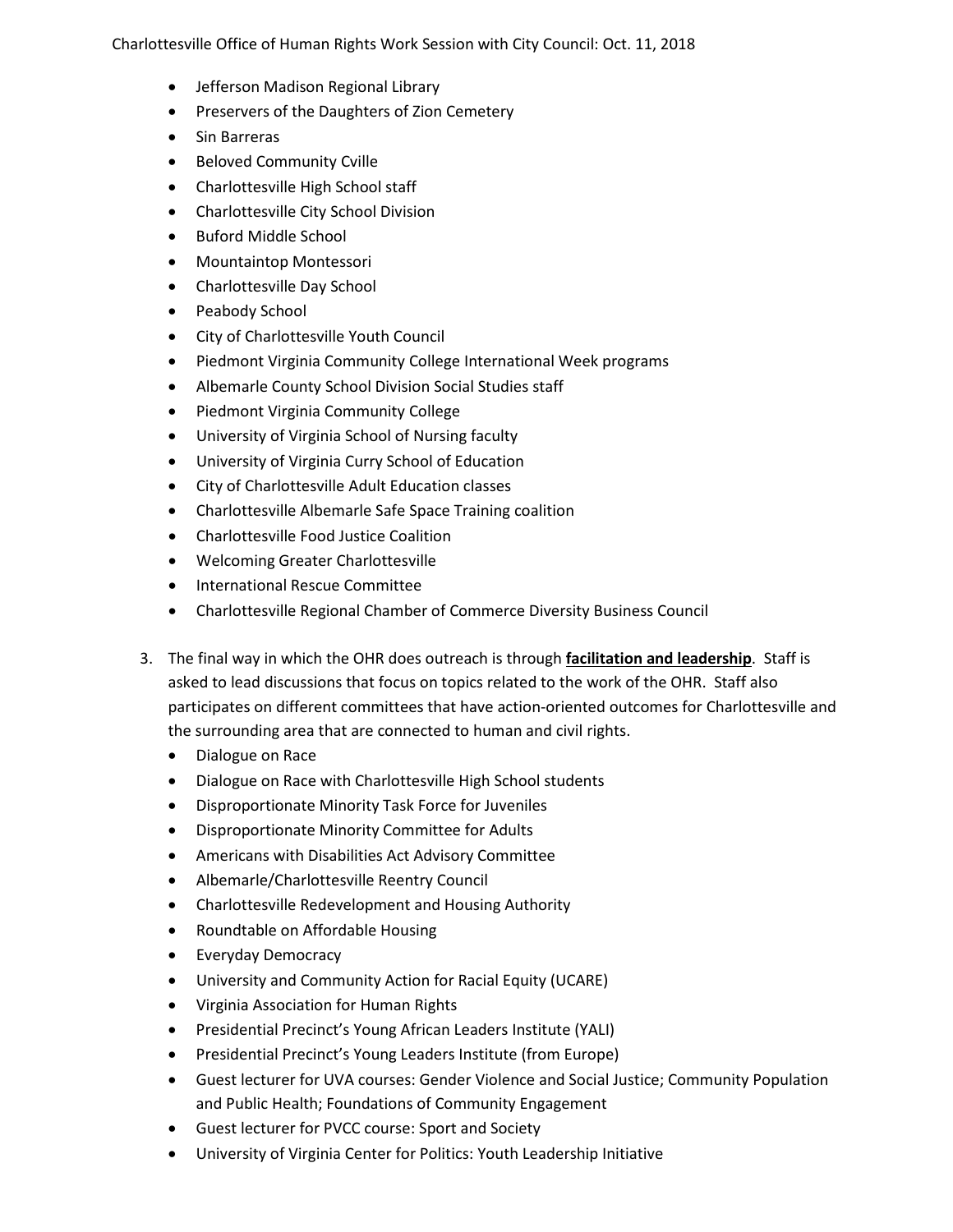- Jefferson Madison Regional Library
- Preservers of the Daughters of Zion Cemetery
- Sin Barreras
- Beloved Community Cville
- Charlottesville High School staff
- Charlottesville City School Division
- Buford Middle School
- Mountaintop Montessori
- Charlottesville Day School
- Peabody School
- City of Charlottesville Youth Council
- Piedmont Virginia Community College International Week programs
- Albemarle County School Division Social Studies staff
- Piedmont Virginia Community College
- University of Virginia School of Nursing faculty
- University of Virginia Curry School of Education
- City of Charlottesville Adult Education classes
- Charlottesville Albemarle Safe Space Training coalition
- Charlottesville Food Justice Coalition
- Welcoming Greater Charlottesville
- International Rescue Committee
- Charlottesville Regional Chamber of Commerce Diversity Business Council

3. The final way in which the OHR does outreach is through **facilitation and leadership**. Staff is asked to lead discussions that focus on topics related to the work of the OHR. Staff also participates on different committees that have action-oriented outcomes for Charlottesville and the surrounding area that are connected to human and civil rights.
   - Dialogue on Race
   - Dialogue on Race with Charlottesville High School students
   - Disproportionate Minority Task Force for Juveniles
   - Disproportionate Minority Committee for Adults
   - Americans with Disabilities Act Advisory Committee
   - Albemarle/Charlottesville Reentry Council
   - Charlottesville Redevelopment and Housing Authority
   - Roundtable on Affordable Housing
   - Everyday Democracy
   - University and Community Action for Racial Equity (UCARE)
   - Virginia Association for Human Rights
   - Presidential Precinct's Young African Leaders Institute (YALI)
   - Presidential Precinct's Young Leaders Institute (from Europe)
   - Guest lecturer for UVA courses: Gender Violence and Social Justice; Community Population and Public Health; Foundations of Community Engagement
   - Guest lecturer for PVCC course: Sport and Society
   - University of Virginia Center for Politics: Youth Leadership Initiative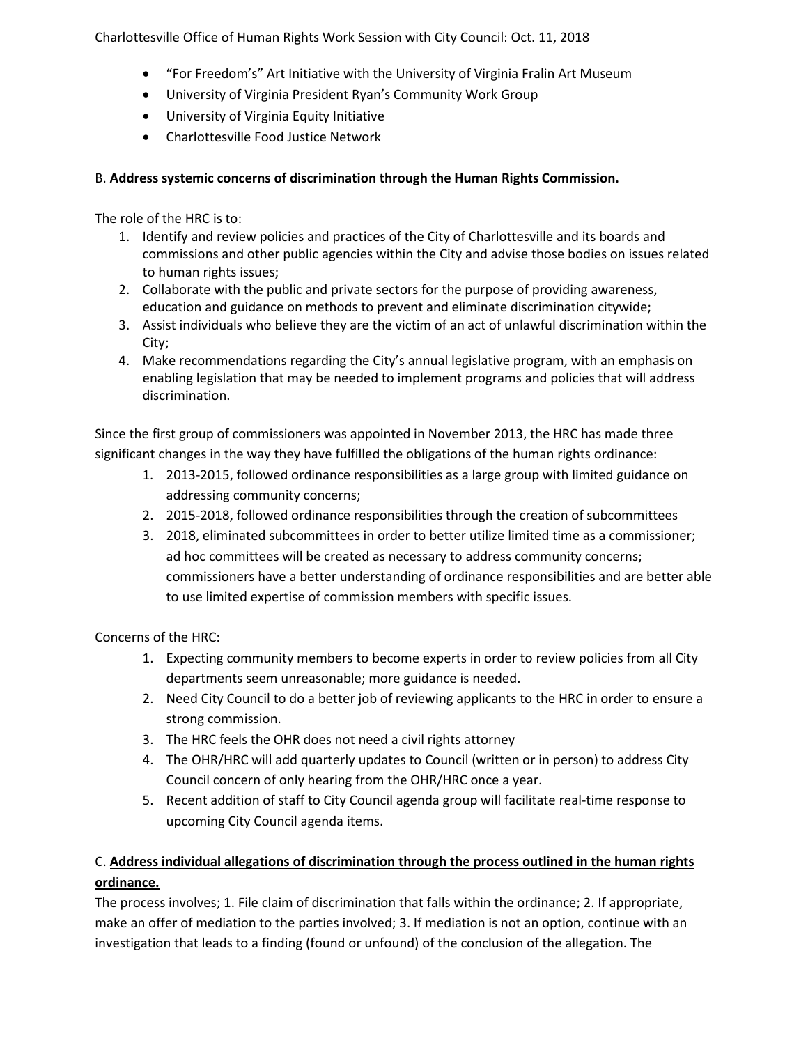- "For Freedom's" Art Initiative with the University of Virginia Fralin Art Museum
- University of Virginia President Ryan's Community Work Group
- University of Virginia Equity Initiative
- Charlottesville Food Justice Network

B. **Address systemic concerns of discrimination through the Human Rights Commission.**

The role of the HRC is to:

1. Identify and review policies and practices of the City of Charlottesville and its boards and commissions and other public agencies within the City and advise those bodies on issues related to human rights issues;
2. Collaborate with the public and private sectors for the purpose of providing awareness, education and guidance on methods to prevent and eliminate discrimination citywide;
3. Assist individuals who believe they are the victim of an act of unlawful discrimination within the City;
4. Make recommendations regarding the City's annual legislative program, with an emphasis on enabling legislation that may be needed to implement programs and policies that will address discrimination.

Since the first group of commissioners was appointed in November 2013, the HRC has made three significant changes in the way they have fulfilled the obligations of the human rights ordinance:

1. 2013-2015, followed ordinance responsibilities as a large group with limited guidance on addressing community concerns;
2. 2015-2018, followed ordinance responsibilities through the creation of subcommittees
3. 2018, eliminated subcommittees in order to better utilize limited time as a commissioner; ad hoc committees will be created as necessary to address community concerns; commissioners have a better understanding of ordinance responsibilities and are better able to use limited expertise of commission members with specific issues.

Concerns of the HRC:

1. Expecting community members to become experts in order to review policies from all City departments seem unreasonable; more guidance is needed.
2. Need City Council to do a better job of reviewing applicants to the HRC in order to ensure a strong commission.
3. The HRC feels the OHR does not need a civil rights attorney
4. The OHR/HRC will add quarterly updates to Council (written or in person) to address City Council concern of only hearing from the OHR/HRC once a year.
5. Recent addition of staff to City Council agenda group will facilitate real-time response to upcoming City Council agenda items.

C. **Address individual allegations of discrimination through the process outlined in the human rights ordinance.**

The process involves; 1. File claim of discrimination that falls within the ordinance; 2. If appropriate, make an offer of mediation to the parties involved; 3. If mediation is not an option, continue with an investigation that leads to a finding (found or unfound) of the conclusion of the allegation. The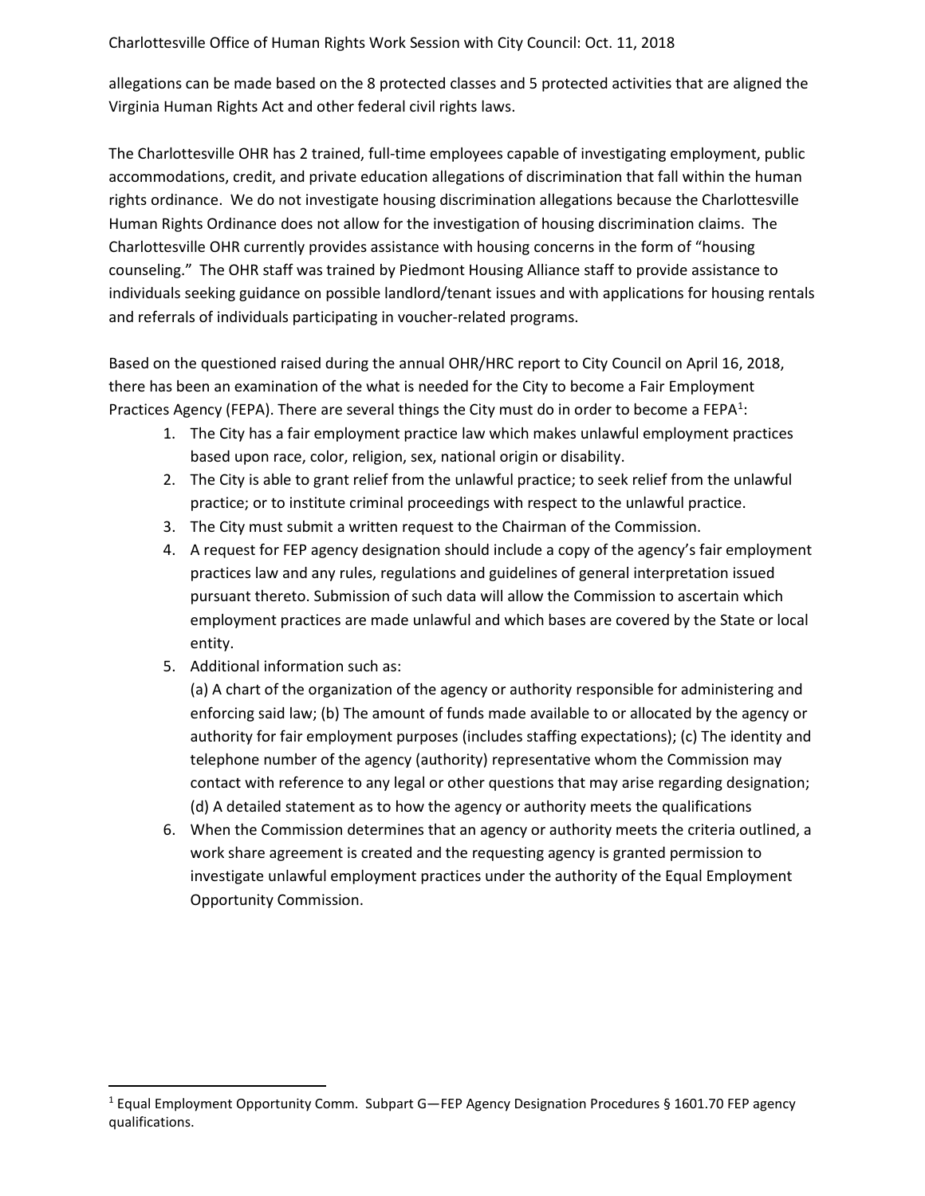allegations can be made based on the 8 protected classes and 5 protected activities that are aligned the Virginia Human Rights Act and other federal civil rights laws.

The Charlottesville OHR has 2 trained, full-time employees capable of investigating employment, public accommodations, credit, and private education allegations of discrimination that fall within the human rights ordinance. We do not investigate housing discrimination allegations because the Charlottesville Human Rights Ordinance does not allow for the investigation of housing discrimination claims. The Charlottesville OHR currently provides assistance with housing concerns in the form of "housing counseling." The OHR staff was trained by Piedmont Housing Alliance staff to provide assistance to individuals seeking guidance on possible landlord/tenant issues and with applications for housing rentals and referrals of individuals participating in voucher-related programs.

Based on the questioned raised during the annual OHR/HRC report to City Council on April 16, 2018, there has been an examination of the what is needed for the City to become a Fair Employment Practices Agency (FEPA). There are several things the City must do in order to become a FEPA[1]:

1. The City has a fair employment practice law which makes unlawful employment practices based upon race, color, religion, sex, national origin or disability.
2. The City is able to grant relief from the unlawful practice; to seek relief from the unlawful practice; or to institute criminal proceedings with respect to the unlawful practice.
3. The City must submit a written request to the Chairman of the Commission.
4. A request for FEP agency designation should include a copy of the agency's fair employment practices law and any rules, regulations and guidelines of general interpretation issued pursuant thereto. Submission of such data will allow the Commission to ascertain which employment practices are made unlawful and which bases are covered by the State or local entity.
5. Additional information such as:
   (a) A chart of the organization of the agency or authority responsible for administering and enforcing said law; (b) The amount of funds made available to or allocated by the agency or authority for fair employment purposes (includes staffing expectations); (c) The identity and telephone number of the agency (authority) representative whom the Commission may contact with reference to any legal or other questions that may arise regarding designation; (d) A detailed statement as to how the agency or authority meets the qualifications
6. When the Commission determines that an agency or authority meets the criteria outlined, a work share agreement is created and the requesting agency is granted permission to investigate unlawful employment practices under the authority of the Equal Employment Opportunity Commission.

[1] Equal Employment Opportunity Comm. Subpart G—FEP Agency Designation Procedures § 1601.70 FEP agency qualifications.